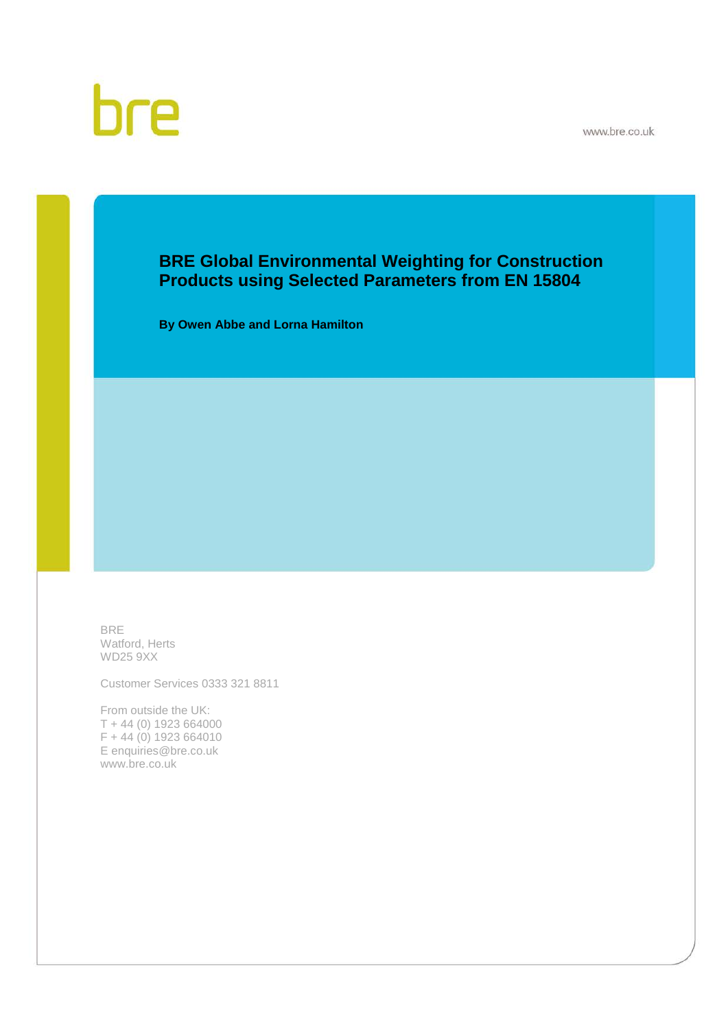bre

www.bre.co.uk

# BRE Global Environmental Weighting for Construction Products using Selected Parameters from EN 15804

**By Owen Abbe and Lorna Hamilton**

BRE
Watford, Herts
WD25 9XX

Customer Services 0333 321 8811

From outside the UK:
T + 44 (0) 1923 664000
F + 44 (0) 1923 664010
E enquiries@bre.co.uk
www.bre.co.uk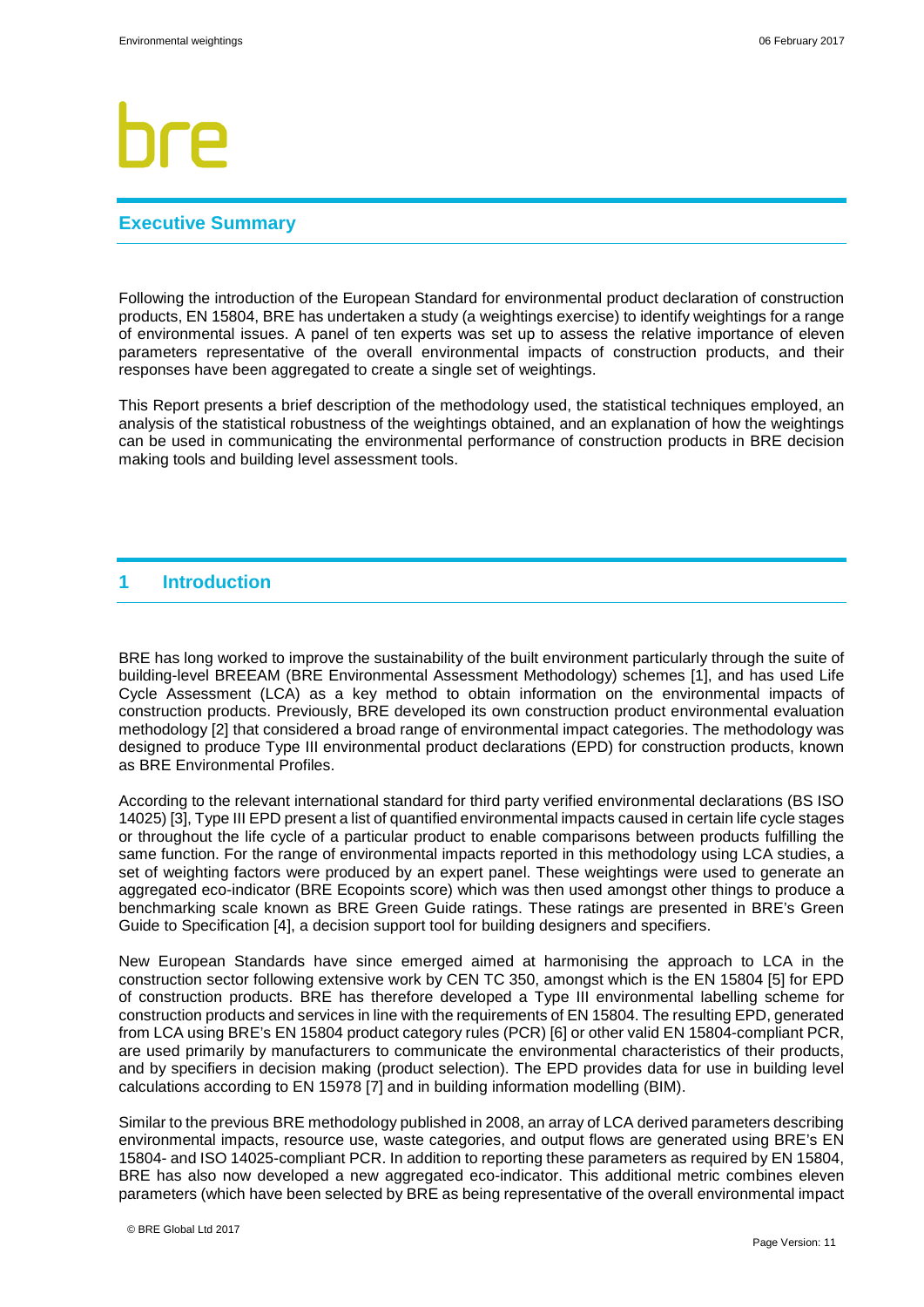## Executive Summary

Following the introduction of the European Standard for environmental product declaration of construction products, EN 15804, BRE has undertaken a study (a weightings exercise) to identify weightings for a range of environmental issues. A panel of ten experts was set up to assess the relative importance of eleven parameters representative of the overall environmental impacts of construction products, and their responses have been aggregated to create a single set of weightings.

This Report presents a brief description of the methodology used, the statistical techniques employed, an analysis of the statistical robustness of the weightings obtained, and an explanation of how the weightings can be used in communicating the environmental performance of construction products in BRE decision making tools and building level assessment tools.

## 1 Introduction

BRE has long worked to improve the sustainability of the built environment particularly through the suite of building-level BREEAM (BRE Environmental Assessment Methodology) schemes [1], and has used Life Cycle Assessment (LCA) as a key method to obtain information on the environmental impacts of construction products. Previously, BRE developed its own construction product environmental evaluation methodology [2] that considered a broad range of environmental impact categories. The methodology was designed to produce Type III environmental product declarations (EPD) for construction products, known as BRE Environmental Profiles.

According to the relevant international standard for third party verified environmental declarations (BS ISO 14025) [3], Type III EPD present a list of quantified environmental impacts caused in certain life cycle stages or throughout the life cycle of a particular product to enable comparisons between products fulfilling the same function. For the range of environmental impacts reported in this methodology using LCA studies, a set of weighting factors were produced by an expert panel. These weightings were used to generate an aggregated eco-indicator (BRE Ecopoints score) which was then used amongst other things to produce a benchmarking scale known as BRE Green Guide ratings. These ratings are presented in BRE's Green Guide to Specification [4], a decision support tool for building designers and specifiers.

New European Standards have since emerged aimed at harmonising the approach to LCA in the construction sector following extensive work by CEN TC 350, amongst which is the EN 15804 [5] for EPD of construction products. BRE has therefore developed a Type III environmental labelling scheme for construction products and services in line with the requirements of EN 15804. The resulting EPD, generated from LCA using BRE's EN 15804 product category rules (PCR) [6] or other valid EN 15804-compliant PCR, are used primarily by manufacturers to communicate the environmental characteristics of their products, and by specifiers in decision making (product selection). The EPD provides data for use in building level calculations according to EN 15978 [7] and in building information modelling (BIM).

Similar to the previous BRE methodology published in 2008, an array of LCA derived parameters describing environmental impacts, resource use, waste categories, and output flows are generated using BRE's EN 15804- and ISO 14025-compliant PCR. In addition to reporting these parameters as required by EN 15804, BRE has also now developed a new aggregated eco-indicator. This additional metric combines eleven parameters (which have been selected by BRE as being representative of the overall environmental impact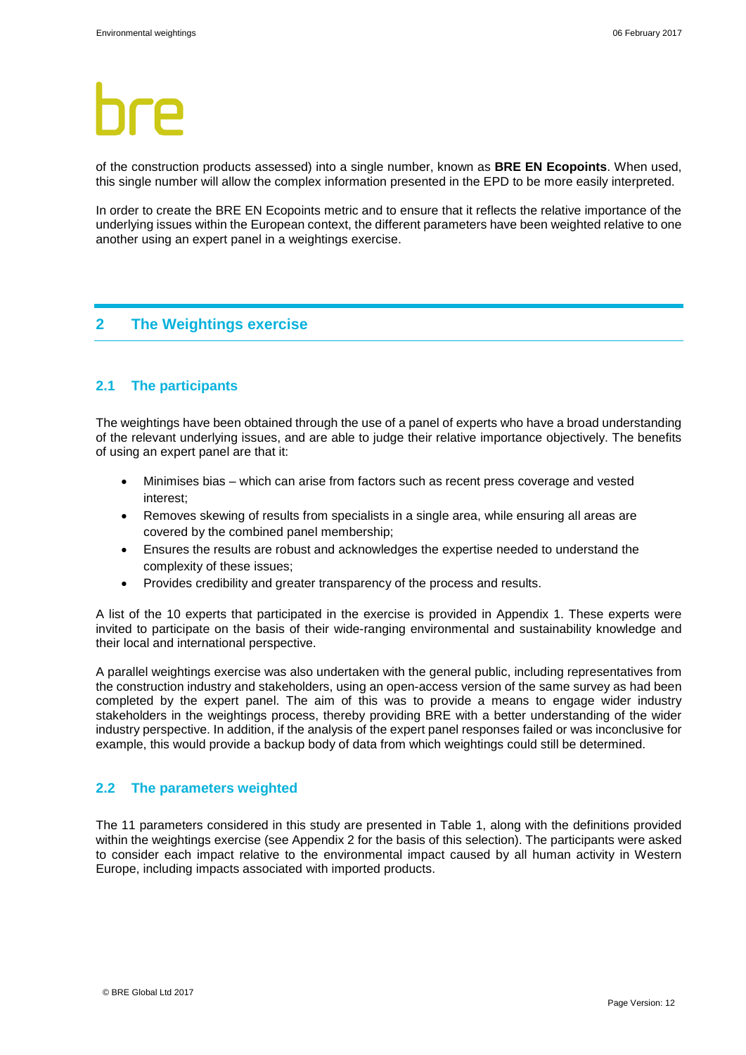of the construction products assessed) into a single number, known as **BRE EN Ecopoints**. When used, this single number will allow the complex information presented in the EPD to be more easily interpreted.

In order to create the BRE EN Ecopoints metric and to ensure that it reflects the relative importance of the underlying issues within the European context, the different parameters have been weighted relative to one another using an expert panel in a weightings exercise.

## 2 The Weightings exercise

### 2.1 The participants

The weightings have been obtained through the use of a panel of experts who have a broad understanding of the relevant underlying issues, and are able to judge their relative importance objectively. The benefits of using an expert panel are that it:

- Minimises bias – which can arise from factors such as recent press coverage and vested interest;
- Removes skewing of results from specialists in a single area, while ensuring all areas are covered by the combined panel membership;
- Ensures the results are robust and acknowledges the expertise needed to understand the complexity of these issues;
- Provides credibility and greater transparency of the process and results.

A list of the 10 experts that participated in the exercise is provided in Appendix 1. These experts were invited to participate on the basis of their wide-ranging environmental and sustainability knowledge and their local and international perspective.

A parallel weightings exercise was also undertaken with the general public, including representatives from the construction industry and stakeholders, using an open-access version of the same survey as had been completed by the expert panel. The aim of this was to provide a means to engage wider industry stakeholders in the weightings process, thereby providing BRE with a better understanding of the wider industry perspective. In addition, if the analysis of the expert panel responses failed or was inconclusive for example, this would provide a backup body of data from which weightings could still be determined.

### 2.2 The parameters weighted

The 11 parameters considered in this study are presented in Table 1, along with the definitions provided within the weightings exercise (see Appendix 2 for the basis of this selection). The participants were asked to consider each impact relative to the environmental impact caused by all human activity in Western Europe, including impacts associated with imported products.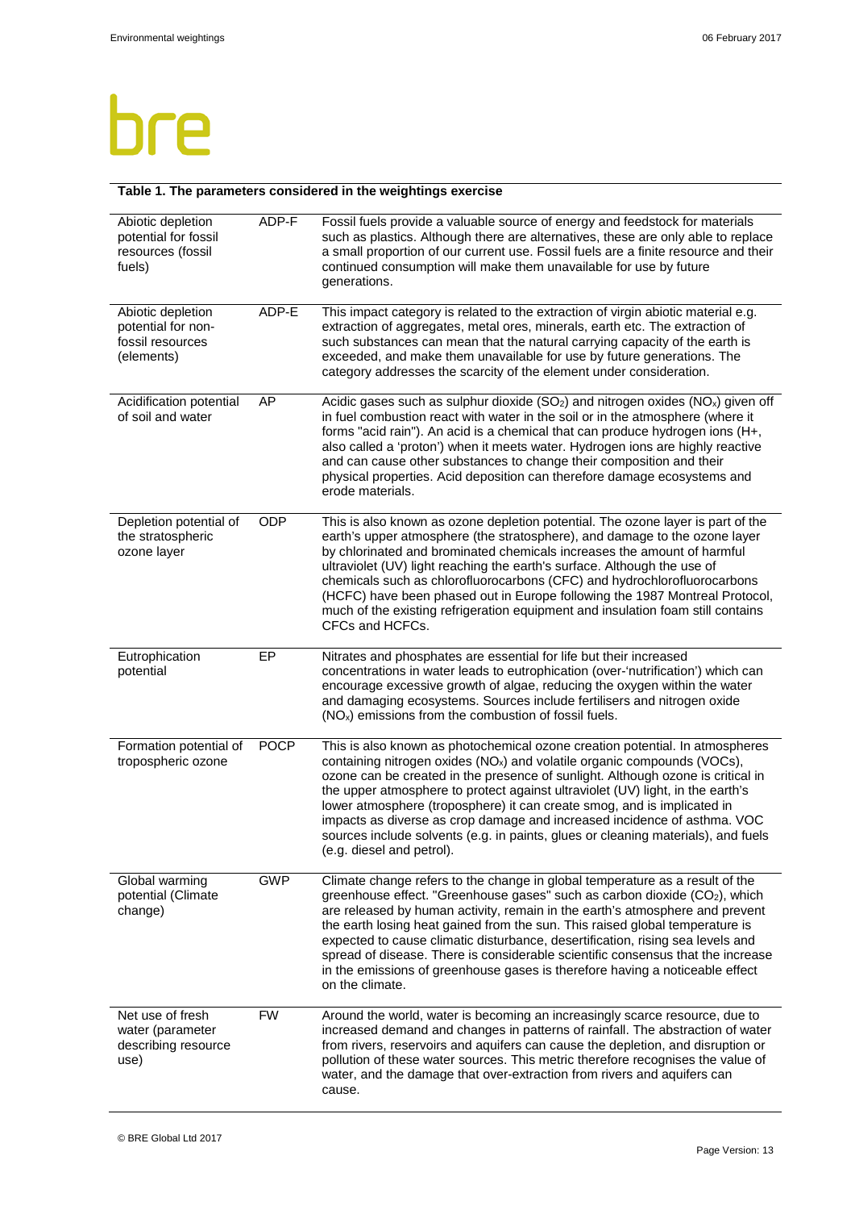**Table 1. The parameters considered in the weightings exercise**

| | | |
|---|---|---|
| Abiotic depletion potential for fossil resources (fossil fuels) | ADP-F | Fossil fuels provide a valuable source of energy and feedstock for materials such as plastics. Although there are alternatives, these are only able to replace a small proportion of our current use. Fossil fuels are a finite resource and their continued consumption will make them unavailable for use by future generations. |
| Abiotic depletion potential for non-fossil resources (elements) | ADP-E | This impact category is related to the extraction of virgin abiotic material e.g. extraction of aggregates, metal ores, minerals, earth etc. The extraction of such substances can mean that the natural carrying capacity of the earth is exceeded, and make them unavailable for use by future generations. The category addresses the scarcity of the element under consideration. |
| Acidification potential of soil and water | AP | Acidic gases such as sulphur dioxide ($SO_2$) and nitrogen oxides ($NO_x$) given off in fuel combustion react with water in the soil or in the atmosphere (where it forms "acid rain"). An acid is a chemical that can produce hydrogen ions (H+, also called a 'proton') when it meets water. Hydrogen ions are highly reactive and can cause other substances to change their composition and their physical properties. Acid deposition can therefore damage ecosystems and erode materials. |
| Depletion potential of the stratospheric ozone layer | ODP | This is also known as ozone depletion potential. The ozone layer is part of the earth's upper atmosphere (the stratosphere), and damage to the ozone layer by chlorinated and brominated chemicals increases the amount of harmful ultraviolet (UV) light reaching the earth's surface. Although the use of chemicals such as chlorofluorocarbons (CFC) and hydrochlorofluorocarbons (HCFC) have been phased out in Europe following the 1987 Montreal Protocol, much of the existing refrigeration equipment and insulation foam still contains CFCs and HCFCs. |
| Eutrophication potential | EP | Nitrates and phosphates are essential for life but their increased concentrations in water leads to eutrophication (over-'nutrification') which can encourage excessive growth of algae, reducing the oxygen within the water and damaging ecosystems. Sources include fertilisers and nitrogen oxide ($NO_x$) emissions from the combustion of fossil fuels. |
| Formation potential of tropospheric ozone | POCP | This is also known as photochemical ozone creation potential. In atmospheres containing nitrogen oxides ($NO_x$) and volatile organic compounds (VOCs), ozone can be created in the presence of sunlight. Although ozone is critical in the upper atmosphere to protect against ultraviolet (UV) light, in the earth's lower atmosphere (troposphere) it can create smog, and is implicated in impacts as diverse as crop damage and increased incidence of asthma. VOC sources include solvents (e.g. in paints, glues or cleaning materials), and fuels (e.g. diesel and petrol). |
| Global warming potential (Climate change) | GWP | Climate change refers to the change in global temperature as a result of the greenhouse effect. "Greenhouse gases" such as carbon dioxide ($CO_2$), which are released by human activity, remain in the earth's atmosphere and prevent the earth losing heat gained from the sun. This raised global temperature is expected to cause climatic disturbance, desertification, rising sea levels and spread of disease. There is considerable scientific consensus that the increase in the emissions of greenhouse gases is therefore having a noticeable effect on the climate. |
| Net use of fresh water (parameter describing resource use) | FW | Around the world, water is becoming an increasingly scarce resource, due to increased demand and changes in patterns of rainfall. The abstraction of water from rivers, reservoirs and aquifers can cause the depletion, and disruption or pollution of these water sources. This metric therefore recognises the value of water, and the damage that over-extraction from rivers and aquifers can cause. |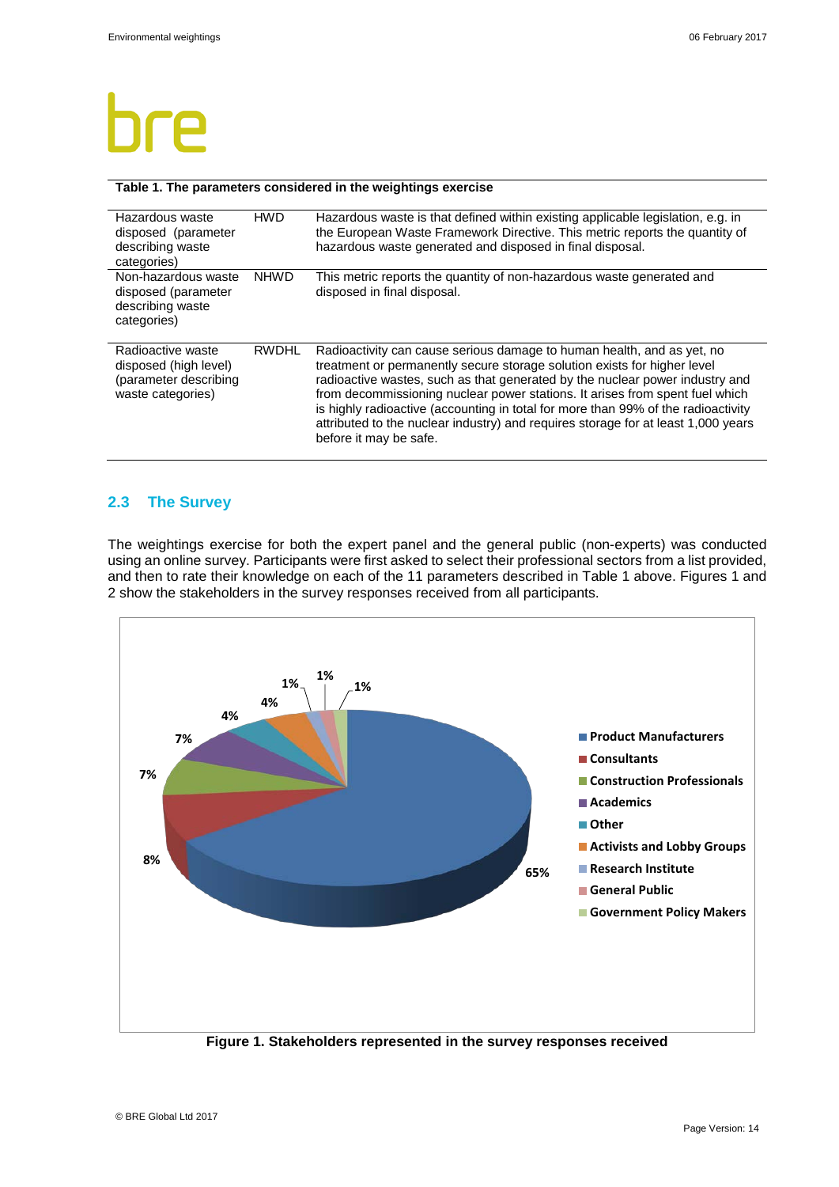**Table 1. The parameters considered in the weightings exercise**

| | | |
|---|---|---|
| Hazardous waste disposed (parameter describing waste categories) | HWD | Hazardous waste is that defined within existing applicable legislation, e.g. in the European Waste Framework Directive. This metric reports the quantity of hazardous waste generated and disposed in final disposal. |
| Non-hazardous waste disposed (parameter describing waste categories) | NHWD | This metric reports the quantity of non-hazardous waste generated and disposed in final disposal. |
| Radioactive waste disposed (high level) (parameter describing waste categories) | RWDHL | Radioactivity can cause serious damage to human health, and as yet, no treatment or permanently secure storage solution exists for higher level radioactive wastes, such as that generated by the nuclear power industry and from decommissioning nuclear power stations. It arises from spent fuel which is highly radioactive (accounting in total for more than 99% of the radioactivity attributed to the nuclear industry) and requires storage for at least 1,000 years before it may be safe. |

## 2.3 The Survey

The weightings exercise for both the expert panel and the general public (non-experts) was conducted using an online survey. Participants were first asked to select their professional sectors from a list provided, and then to rate their knowledge on each of the 11 parameters described in Table 1 above. Figures 1 and 2 show the stakeholders in the survey responses received from all participants.

**Figure 1. Stakeholders represented in the survey responses received**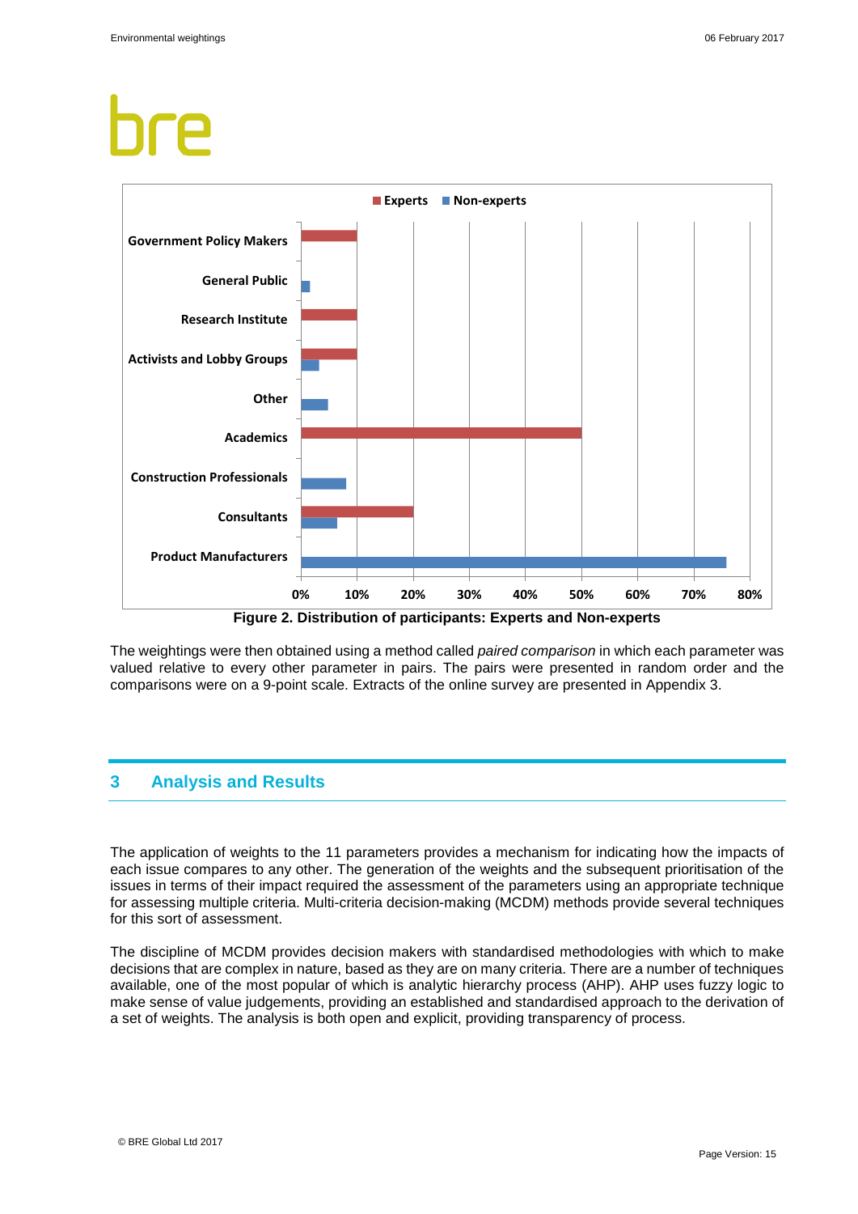Figure 2. Distribution of participants: Experts and Non-experts

The weightings were then obtained using a method called *paired comparison* in which each parameter was valued relative to every other parameter in pairs. The pairs were presented in random order and the comparisons were on a 9-point scale. Extracts of the online survey are presented in Appendix 3.

# 3 Analysis and Results

The application of weights to the 11 parameters provides a mechanism for indicating how the impacts of each issue compares to any other. The generation of the weights and the subsequent prioritisation of the issues in terms of their impact required the assessment of the parameters using an appropriate technique for assessing multiple criteria. Multi-criteria decision-making (MCDM) methods provide several techniques for this sort of assessment.

The discipline of MCDM provides decision makers with standardised methodologies with which to make decisions that are complex in nature, based as they are on many criteria. There are a number of techniques available, one of the most popular of which is analytic hierarchy process (AHP). AHP uses fuzzy logic to make sense of value judgements, providing an established and standardised approach to the derivation of a set of weights. The analysis is both open and explicit, providing transparency of process.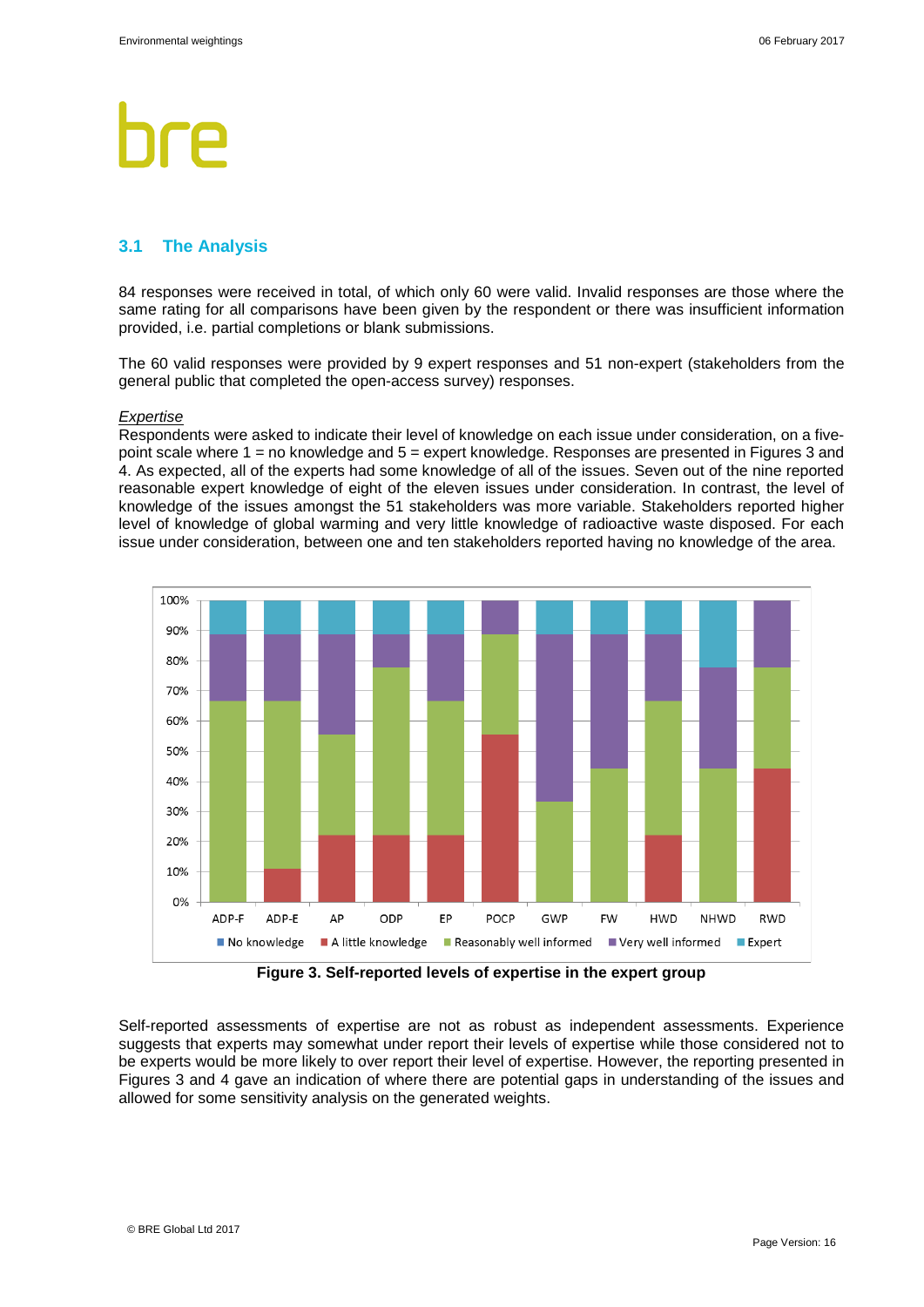## 3.1 The Analysis

84 responses were received in total, of which only 60 were valid. Invalid responses are those where the same rating for all comparisons have been given by the respondent or there was insufficient information provided, i.e. partial completions or blank submissions.

The 60 valid responses were provided by 9 expert responses and 51 non-expert (stakeholders from the general public that completed the open-access survey) responses.

*Expertise*

Respondents were asked to indicate their level of knowledge on each issue under consideration, on a five-point scale where 1 = no knowledge and 5 = expert knowledge. Responses are presented in Figures 3 and 4. As expected, all of the experts had some knowledge of all of the issues. Seven out of the nine reported reasonable expert knowledge of eight of the eleven issues under consideration. In contrast, the level of knowledge of the issues amongst the 51 stakeholders was more variable. Stakeholders reported higher level of knowledge of global warming and very little knowledge of radioactive waste disposed. For each issue under consideration, between one and ten stakeholders reported having no knowledge of the area.

**Figure 3. Self-reported levels of expertise in the expert group**

Self-reported assessments of expertise are not as robust as independent assessments. Experience suggests that experts may somewhat under report their levels of expertise while those considered not to be experts would be more likely to over report their level of expertise. However, the reporting presented in Figures 3 and 4 gave an indication of where there are potential gaps in understanding of the issues and allowed for some sensitivity analysis on the generated weights.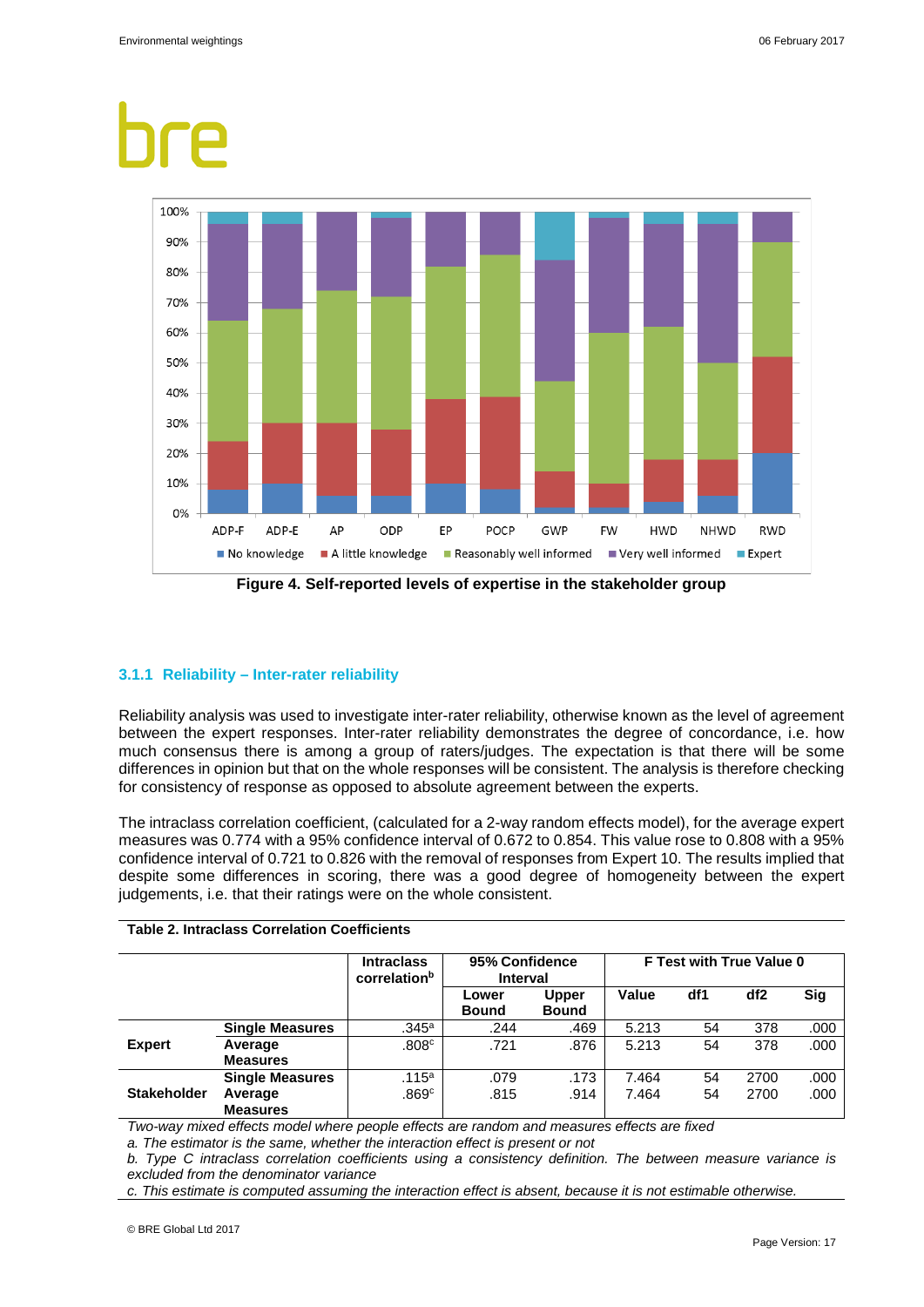Figure 4. Self-reported levels of expertise in the stakeholder group

### 3.1.1 Reliability – Inter-rater reliability

Reliability analysis was used to investigate inter-rater reliability, otherwise known as the level of agreement between the expert responses. Inter-rater reliability demonstrates the degree of concordance, i.e. how much consensus there is among a group of raters/judges. The expectation is that there will be some differences in opinion but that on the whole responses will be consistent. The analysis is therefore checking for consistency of response as opposed to absolute agreement between the experts.

The intraclass correlation coefficient, (calculated for a 2-way random effects model), for the average expert measures was 0.774 with a 95% confidence interval of 0.672 to 0.854. This value rose to 0.808 with a 95% confidence interval of 0.721 to 0.826 with the removal of responses from Expert 10. The results implied that despite some differences in scoring, there was a good degree of homogeneity between the expert judgements, i.e. that their ratings were on the whole consistent.

**Table 2. Intraclass Correlation Coefficients**

| | | Intraclass correlation[b] | 95% Confidence Interval | | F Test with True Value 0 | | | |
|---|---|---|---|---|---|---|---|---|
| | | | Lower Bound | Upper Bound | Value | df1 | df2 | Sig |
| Expert | Single Measures | .345[a] | .244 | .469 | 5.213 | 54 | 378 | .000 |
| | Average Measures | .808[c] | .721 | .876 | 5.213 | 54 | 378 | .000 |
| Stakeholder | Single Measures | .115[a] | .079 | .173 | 7.464 | 54 | 2700 | .000 |
| | Average Measures | .869[c] | .815 | .914 | 7.464 | 54 | 2700 | .000 |

*Two-way mixed effects model where people effects are random and measures effects are fixed*

*a. The estimator is the same, whether the interaction effect is present or not*

*b. Type C intraclass correlation coefficients using a consistency definition. The between measure variance is excluded from the denominator variance*

*c. This estimate is computed assuming the interaction effect is absent, because it is not estimable otherwise.*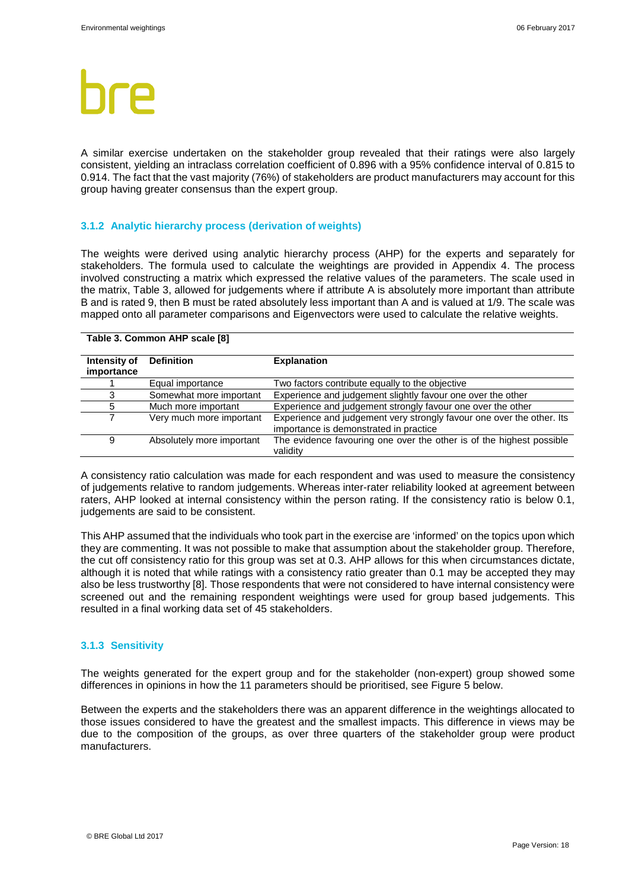A similar exercise undertaken on the stakeholder group revealed that their ratings were also largely consistent, yielding an intraclass correlation coefficient of 0.896 with a 95% confidence interval of 0.815 to 0.914. The fact that the vast majority (76%) of stakeholders are product manufacturers may account for this group having greater consensus than the expert group.

### 3.1.2 Analytic hierarchy process (derivation of weights)

The weights were derived using analytic hierarchy process (AHP) for the experts and separately for stakeholders. The formula used to calculate the weightings are provided in Appendix 4. The process involved constructing a matrix which expressed the relative values of the parameters. The scale used in the matrix, Table 3, allowed for judgements where if attribute A is absolutely more important than attribute B and is rated 9, then B must be rated absolutely less important than A and is valued at 1/9. The scale was mapped onto all parameter comparisons and Eigenvectors were used to calculate the relative weights.

**Table 3. Common AHP scale [8]**

| Intensity of importance | Definition | Explanation |
|---|---|---|
| 1 | Equal importance | Two factors contribute equally to the objective |
| 3 | Somewhat more important | Experience and judgement slightly favour one over the other |
| 5 | Much more important | Experience and judgement strongly favour one over the other |
| 7 | Very much more important | Experience and judgement very strongly favour one over the other. Its importance is demonstrated in practice |
| 9 | Absolutely more important | The evidence favouring one over the other is of the highest possible validity |

A consistency ratio calculation was made for each respondent and was used to measure the consistency of judgements relative to random judgements. Whereas inter-rater reliability looked at agreement between raters, AHP looked at internal consistency within the person rating. If the consistency ratio is below 0.1, judgements are said to be consistent.

This AHP assumed that the individuals who took part in the exercise are 'informed' on the topics upon which they are commenting. It was not possible to make that assumption about the stakeholder group. Therefore, the cut off consistency ratio for this group was set at 0.3. AHP allows for this when circumstances dictate, although it is noted that while ratings with a consistency ratio greater than 0.1 may be accepted they may also be less trustworthy [8]. Those respondents that were not considered to have internal consistency were screened out and the remaining respondent weightings were used for group based judgements. This resulted in a final working data set of 45 stakeholders.

### 3.1.3 Sensitivity

The weights generated for the expert group and for the stakeholder (non-expert) group showed some differences in opinions in how the 11 parameters should be prioritised, see Figure 5 below.

Between the experts and the stakeholders there was an apparent difference in the weightings allocated to those issues considered to have the greatest and the smallest impacts. This difference in views may be due to the composition of the groups, as over three quarters of the stakeholder group were product manufacturers.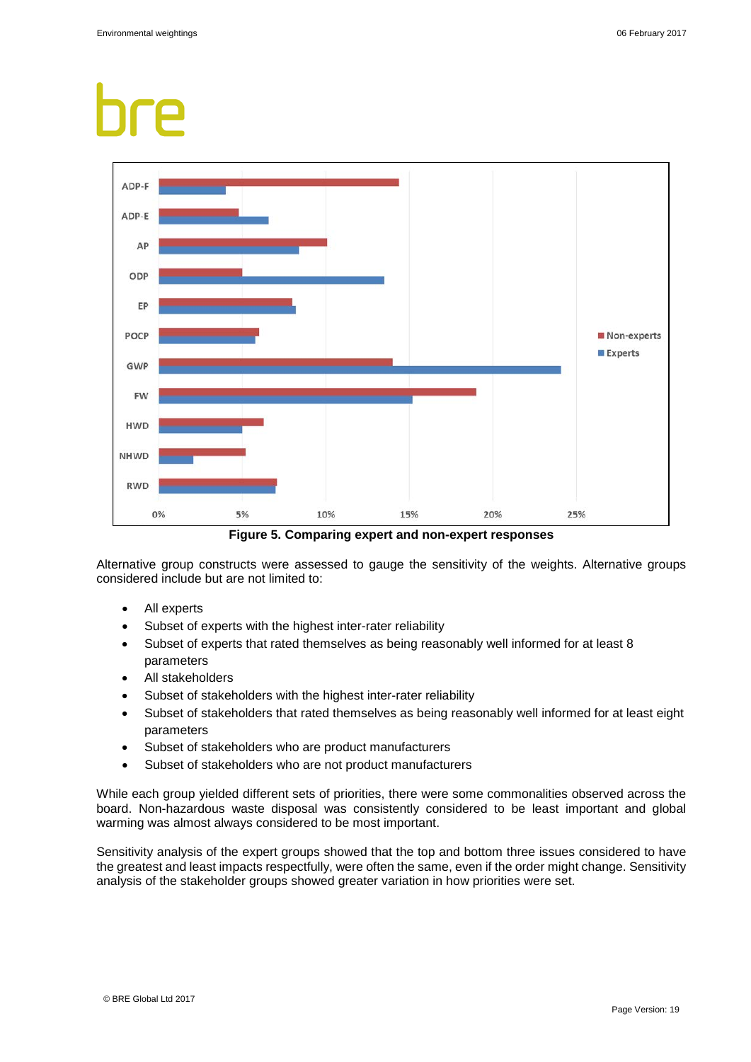Figure 5. Comparing expert and non-expert responses

Alternative group constructs were assessed to gauge the sensitivity of the weights. Alternative groups considered include but are not limited to:

- All experts
- Subset of experts with the highest inter-rater reliability
- Subset of experts that rated themselves as being reasonably well informed for at least 8 parameters
- All stakeholders
- Subset of stakeholders with the highest inter-rater reliability
- Subset of stakeholders that rated themselves as being reasonably well informed for at least eight parameters
- Subset of stakeholders who are product manufacturers
- Subset of stakeholders who are not product manufacturers

While each group yielded different sets of priorities, there were some commonalities observed across the board. Non-hazardous waste disposal was consistently considered to be least important and global warming was almost always considered to be most important.

Sensitivity analysis of the expert groups showed that the top and bottom three issues considered to have the greatest and least impacts respectfully, were often the same, even if the order might change. Sensitivity analysis of the stakeholder groups showed greater variation in how priorities were set.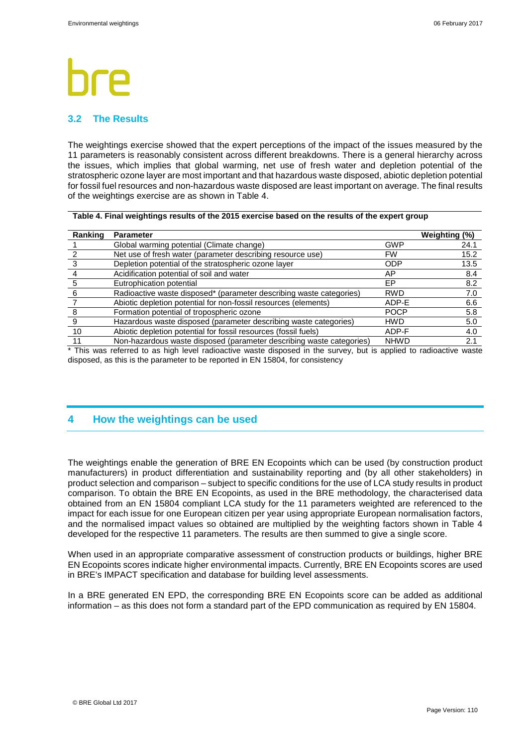## 3.2 The Results

The weightings exercise showed that the expert perceptions of the impact of the issues measured by the 11 parameters is reasonably consistent across different breakdowns. There is a general hierarchy across the issues, which implies that global warming, net use of fresh water and depletion potential of the stratospheric ozone layer are most important and that hazardous waste disposed, abiotic depletion potential for fossil fuel resources and non-hazardous waste disposed are least important on average. The final results of the weightings exercise are as shown in Table 4.

**Table 4. Final weightings results of the 2015 exercise based on the results of the expert group**

| Ranking | Parameter | | Weighting (%) |
|---|---|---|---|
| 1 | Global warming potential (Climate change) | GWP | 24.1 |
| 2 | Net use of fresh water (parameter describing resource use) | FW | 15.2 |
| 3 | Depletion potential of the stratospheric ozone layer | ODP | 13.5 |
| 4 | Acidification potential of soil and water | AP | 8.4 |
| 5 | Eutrophication potential | EP | 8.2 |
| 6 | Radioactive waste disposed* (parameter describing waste categories) | RWD | 7.0 |
| 7 | Abiotic depletion potential for non-fossil resources (elements) | ADP-E | 6.6 |
| 8 | Formation potential of tropospheric ozone | POCP | 5.8 |
| 9 | Hazardous waste disposed (parameter describing waste categories) | HWD | 5.0 |
| 10 | Abiotic depletion potential for fossil resources (fossil fuels) | ADP-F | 4.0 |
| 11 | Non-hazardous waste disposed (parameter describing waste categories) | NHWD | 2.1 |

* This was referred to as high level radioactive waste disposed in the survey, but is applied to radioactive waste disposed, as this is the parameter to be reported in EN 15804, for consistency

# 4 How the weightings can be used

The weightings enable the generation of BRE EN Ecopoints which can be used (by construction product manufacturers) in product differentiation and sustainability reporting and (by all other stakeholders) in product selection and comparison – subject to specific conditions for the use of LCA study results in product comparison. To obtain the BRE EN Ecopoints, as used in the BRE methodology, the characterised data obtained from an EN 15804 compliant LCA study for the 11 parameters weighted are referenced to the impact for each issue for one European citizen per year using appropriate European normalisation factors, and the normalised impact values so obtained are multiplied by the weighting factors shown in Table 4 developed for the respective 11 parameters. The results are then summed to give a single score.

When used in an appropriate comparative assessment of construction products or buildings, higher BRE EN Ecopoints scores indicate higher environmental impacts. Currently, BRE EN Ecopoints scores are used in BRE's IMPACT specification and database for building level assessments.

In a BRE generated EN EPD, the corresponding BRE EN Ecopoints score can be added as additional information – as this does not form a standard part of the EPD communication as required by EN 15804.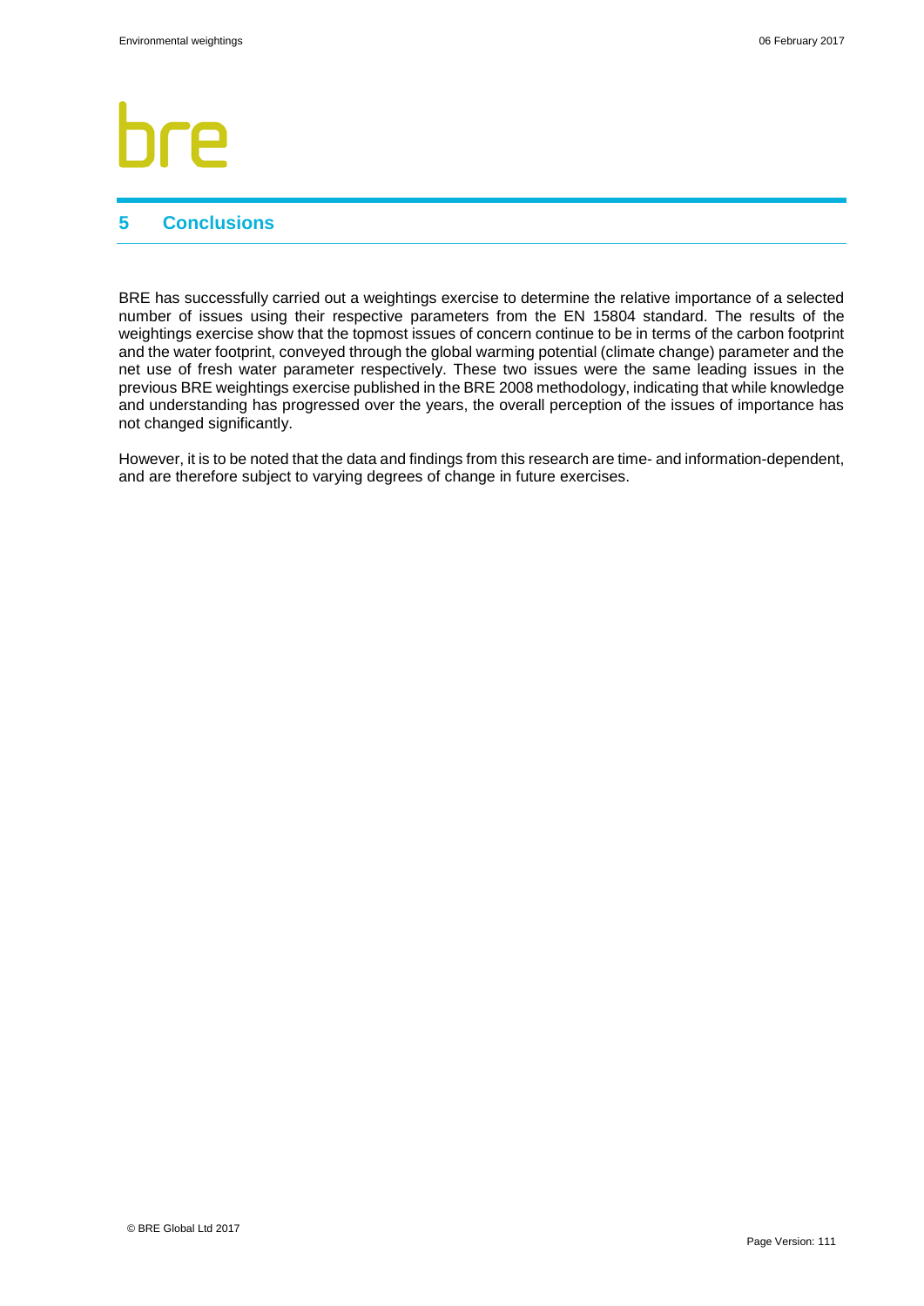## 5 Conclusions

BRE has successfully carried out a weightings exercise to determine the relative importance of a selected number of issues using their respective parameters from the EN 15804 standard. The results of the weightings exercise show that the topmost issues of concern continue to be in terms of the carbon footprint and the water footprint, conveyed through the global warming potential (climate change) parameter and the net use of fresh water parameter respectively. These two issues were the same leading issues in the previous BRE weightings exercise published in the BRE 2008 methodology, indicating that while knowledge and understanding has progressed over the years, the overall perception of the issues of importance has not changed significantly.

However, it is to be noted that the data and findings from this research are time- and information-dependent, and are therefore subject to varying degrees of change in future exercises.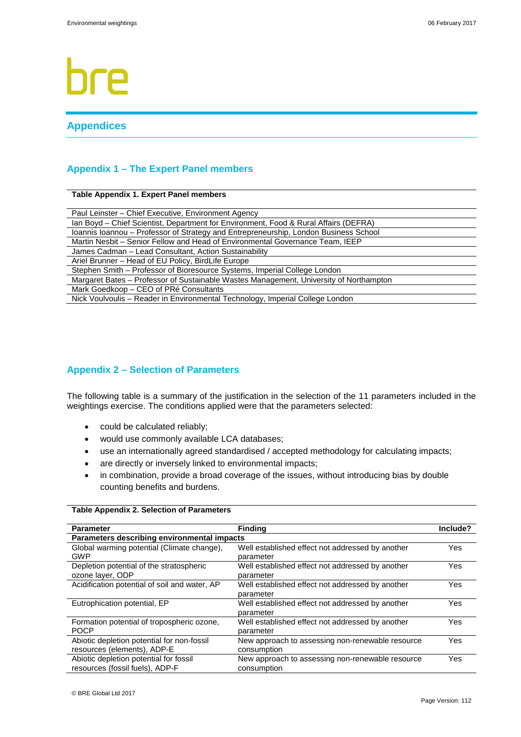## Appendices

### Appendix 1 – The Expert Panel members

**Table Appendix 1. Expert Panel members**

| |
|---|
| Paul Leinster – Chief Executive, Environment Agency |
| Ian Boyd – Chief Scientist, Department for Environment, Food & Rural Affairs (DEFRA) |
| Ioannis Ioannou – Professor of Strategy and Entrepreneurship, London Business School |
| Martin Nesbit – Senior Fellow and Head of Environmental Governance Team, IEEP |
| James Cadman – Lead Consultant, Action Sustainability |
| Ariel Brunner – Head of EU Policy, BirdLife Europe |
| Stephen Smith – Professor of Bioresource Systems, Imperial College London |
| Margaret Bates – Professor of Sustainable Wastes Management, University of Northampton |
| Mark Goedkoop – CEO of PRé Consultants |
| Nick Voulvoulis – Reader in Environmental Technology, Imperial College London |

### Appendix 2 – Selection of Parameters

The following table is a summary of the justification in the selection of the 11 parameters included in the weightings exercise. The conditions applied were that the parameters selected:

- could be calculated reliably;
- would use commonly available LCA databases;
- use an internationally agreed standardised / accepted methodology for calculating impacts;
- are directly or inversely linked to environmental impacts;
- in combination, provide a broad coverage of the issues, without introducing bias by double counting benefits and burdens.

**Table Appendix 2. Selection of Parameters**

| Parameter | Finding | Include? |
|---|---|---|
| **Parameters describing environmental impacts** | | |
| Global warming potential (Climate change), GWP | Well established effect not addressed by another parameter | Yes |
| Depletion potential of the stratospheric ozone layer, ODP | Well established effect not addressed by another parameter | Yes |
| Acidification potential of soil and water, AP | Well established effect not addressed by another parameter | Yes |
| Eutrophication potential, EP | Well established effect not addressed by another parameter | Yes |
| Formation potential of tropospheric ozone, POCP | Well established effect not addressed by another parameter | Yes |
| Abiotic depletion potential for non-fossil resources (elements), ADP-E | New approach to assessing non-renewable resource consumption | Yes |
| Abiotic depletion potential for fossil resources (fossil fuels), ADP-F | New approach to assessing non-renewable resource consumption | Yes |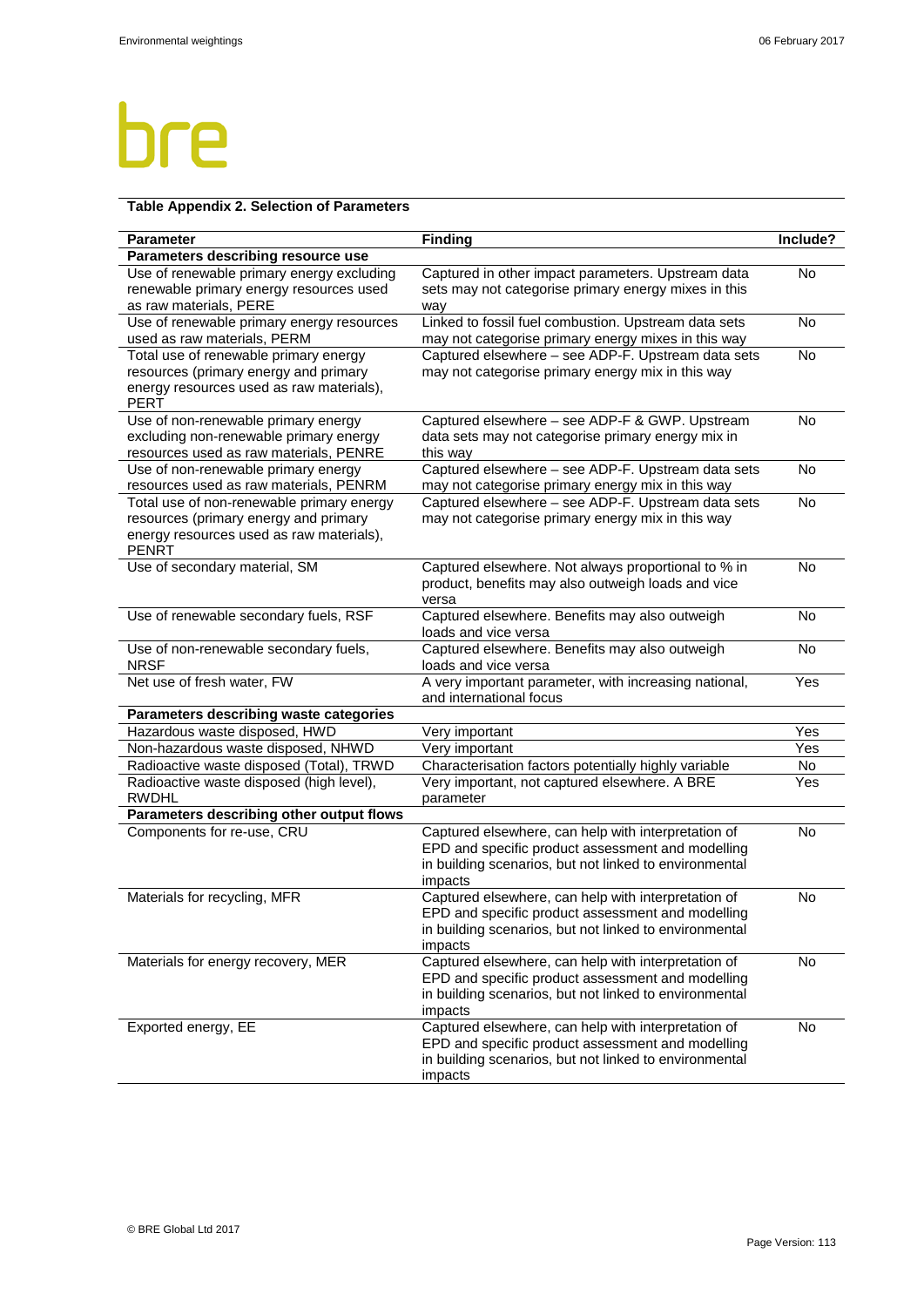**Table Appendix 2. Selection of Parameters**

| Parameter | Finding | Include? |
|---|---|---|
| **Parameters describing resource use** | | |
| Use of renewable primary energy excluding renewable primary energy resources used as raw materials, PERE | Captured in other impact parameters. Upstream data sets may not categorise primary energy mixes in this way | No |
| Use of renewable primary energy resources used as raw materials, PERM | Linked to fossil fuel combustion. Upstream data sets may not categorise primary energy mixes in this way | No |
| Total use of renewable primary energy resources (primary energy and primary energy resources used as raw materials), PERT | Captured elsewhere – see ADP-F. Upstream data sets may not categorise primary energy mix in this way | No |
| Use of non-renewable primary energy excluding non-renewable primary energy resources used as raw materials, PENRE | Captured elsewhere – see ADP-F & GWP. Upstream data sets may not categorise primary energy mix in this way | No |
| Use of non-renewable primary energy resources used as raw materials, PENRM | Captured elsewhere – see ADP-F. Upstream data sets may not categorise primary energy mix in this way | No |
| Total use of non-renewable primary energy resources (primary energy and primary energy resources used as raw materials), PENRT | Captured elsewhere – see ADP-F. Upstream data sets may not categorise primary energy mix in this way | No |
| Use of secondary material, SM | Captured elsewhere. Not always proportional to % in product, benefits may also outweigh loads and vice versa | No |
| Use of renewable secondary fuels, RSF | Captured elsewhere. Benefits may also outweigh loads and vice versa | No |
| Use of non-renewable secondary fuels, NRSF | Captured elsewhere. Benefits may also outweigh loads and vice versa | No |
| Net use of fresh water, FW | A very important parameter, with increasing national, and international focus | Yes |
| **Parameters describing waste categories** | | |
| Hazardous waste disposed, HWD | Very important | Yes |
| Non-hazardous waste disposed, NHWD | Very important | Yes |
| Radioactive waste disposed (Total), TRWD | Characterisation factors potentially highly variable | No |
| Radioactive waste disposed (high level), RWDHL | Very important, not captured elsewhere. A BRE parameter | Yes |
| **Parameters describing other output flows** | | |
| Components for re-use, CRU | Captured elsewhere, can help with interpretation of EPD and specific product assessment and modelling in building scenarios, but not linked to environmental impacts | No |
| Materials for recycling, MFR | Captured elsewhere, can help with interpretation of EPD and specific product assessment and modelling in building scenarios, but not linked to environmental impacts | No |
| Materials for energy recovery, MER | Captured elsewhere, can help with interpretation of EPD and specific product assessment and modelling in building scenarios, but not linked to environmental impacts | No |
| Exported energy, EE | Captured elsewhere, can help with interpretation of EPD and specific product assessment and modelling in building scenarios, but not linked to environmental impacts | No |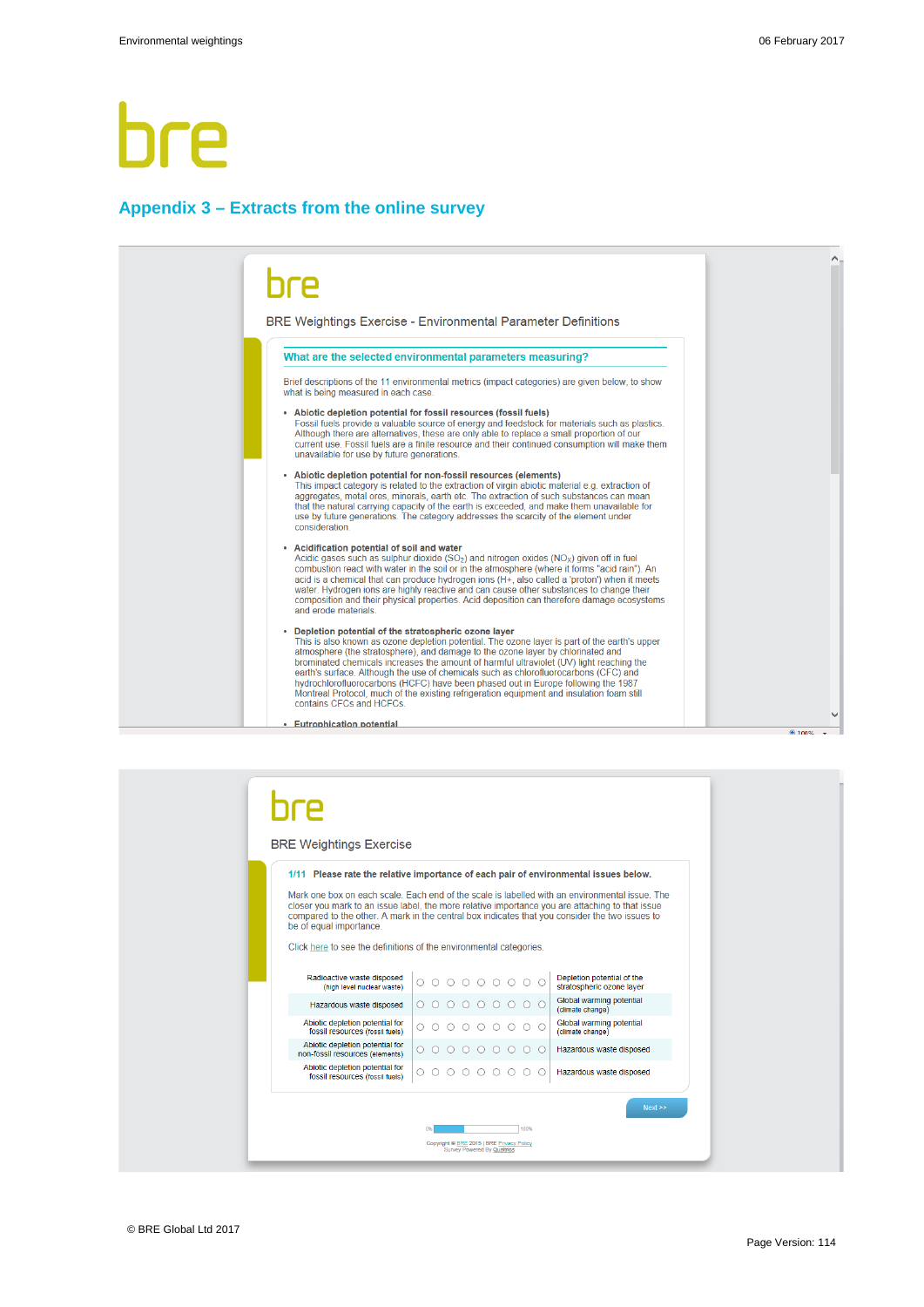## Appendix 3 – Extracts from the online survey

bre

BRE Weightings Exercise - Environmental Parameter Definitions

**What are the selected environmental parameters measuring?**

Brief descriptions of the 11 environmental metrics (impact categories) are given below, to show what is being measured in each case.

- **Abiotic depletion potential for fossil resources (fossil fuels)**
  Fossil fuels provide a valuable source of energy and feedstock for materials such as plastics. Although there are alternatives, these are only able to replace a small proportion of our current use. Fossil fuels are a finite resource and their continued consumption will make them unavailable for use by future generations.

- **Abiotic depletion potential for non-fossil resources (elements)**
  This impact category is related to the extraction of virgin abiotic material e.g. extraction of aggregates, metal ores, minerals, earth etc. The extraction of such substances can mean that the natural carrying capacity of the earth is exceeded, and make them unavailable for use by future generations. The category addresses the scarcity of the element under consideration.

- **Acidification potential of soil and water**
  Acidic gases such as sulphur dioxide ($SO_2$) and nitrogen oxides ($NO_X$) given off in fuel combustion react with water in the soil or in the atmosphere (where it forms "acid rain"). An acid is a chemical that can produce hydrogen ions ($H+$, also called a 'proton') when it meets water. Hydrogen ions are highly reactive and can cause other substances to change their composition and their physical properties. Acid deposition can therefore damage ecosystems and erode materials.

- **Depletion potential of the stratospheric ozone layer**
  This is also known as ozone depletion potential. The ozone layer is part of the earth's upper atmosphere (the stratosphere), and damage to the ozone layer by chlorinated and brominated chemicals increases the amount of harmful ultraviolet (UV) light reaching the earth's surface. Although the use of chemicals such as chlorofluorocarbons (CFC) and hydrochlorofluorocarbons (HCFC) have been phased out in Europe following the 1987 Montreal Protocol, much of the existing refrigeration equipment and insulation foam still contains CFCs and HCFCs.

- **Eutrophication potential**

bre

BRE Weightings Exercise

**1/11 Please rate the relative importance of each pair of environmental issues below.**

Mark one box on each scale. Each end of the scale is labelled with an environmental issue. The closer you mark to an issue label, the more relative importance you are attaching to that issue compared to the other. A mark in the central box indicates that you consider the two issues to be of equal importance.

Click here to see the definitions of the environmental categories.

| | | |
|---|---|---|
| Radioactive waste disposed (high level nuclear waste) | ○ ○ ○ ○ ○ ○ ○ ○ ○ | Depletion potential of the stratospheric ozone layer |
| Hazardous waste disposed | ○ ○ ○ ○ ○ ○ ○ ○ ○ | Global warming potential (climate change) |
| Abiotic depletion potential for fossil resources (fossil fuels) | ○ ○ ○ ○ ○ ○ ○ ○ ○ | Global warming potential (climate change) |
| Abiotic depletion potential for non-fossil resources (elements) | ○ ○ ○ ○ ○ ○ ○ ○ ○ | Hazardous waste disposed |
| Abiotic depletion potential for fossil resources (fossil fuels) | ○ ○ ○ ○ ○ ○ ○ ○ ○ | Hazardous waste disposed |

Next >>

0% 100%

Copyright © BRE 2015 | BRE Privacy Policy
Survey Powered By Qualtrics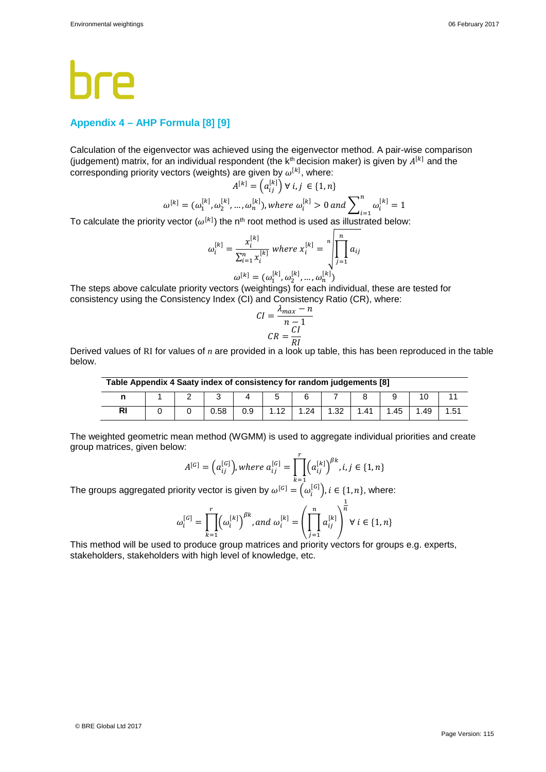## Appendix 4 – AHP Formula [8] [9]

Calculation of the eigenvector was achieved using the eigenvector method. A pair-wise comparison (judgement) matrix, for an individual respondent (the k[th] decision maker) is given by $A^{[k]}$ and the corresponding priority vectors (weights) are given by $\omega^{[k]}$, where:

$$A^{[k]} = \left(a_{ij}^{[k]}\right) \forall\, i, j \in \{1, n\}$$

$$\omega^{[k]} = (\omega_1^{[k]}, \omega_2^{[k]}, \dots, \omega_n^{[k]}), \textit{where } \omega_i^{[k]} > 0 \textit{ and } \sum\nolimits_{i=1}^{n} \omega_i^{[k]} = 1$$

To calculate the priority vector ($\omega^{[k]}$) the n[th] root method is used as illustrated below:

$$\omega_i^{[k]} = \frac{x_i^{[k]}}{\sum_{i=1}^{n} x_i^{[k]}} \textit{ where } x_i^{[k]} = \sqrt[n]{\prod_{j=1}^{n} a_{ij}}$$

$$\omega^{[k]} = (\omega_1^{[k]}, \omega_2^{[k]}, \dots, \omega_n^{[k]})$$

The steps above calculate priority vectors (weightings) for each individual, these are tested for consistency using the Consistency Index (CI) and Consistency Ratio (CR), where:

$$CI = \frac{\lambda_{max} - n}{n - 1}$$

$$CR = \frac{CI}{RI}$$

Derived values of RI for values of *n* are provided in a look up table, this has been reproduced in the table below.

**Table Appendix 4 Saaty index of consistency for random judgements [8]**

| n | 1 | 2 | 3 | 4 | 5 | 6 | 7 | 8 | 9 | 10 | 11 |
|---|---|---|---|---|---|---|---|---|---|---|---|
| RI | 0 | 0 | 0.58 | 0.9 | 1.12 | 1.24 | 1.32 | 1.41 | 1.45 | 1.49 | 1.51 |

The weighted geometric mean method (WGMM) is used to aggregate individual priorities and create group matrices, given below:

$$A^{[G]} = \left(a_{ij}^{[G]}\right), \textit{where } a_{ij}^{[G]} = \prod_{k=1}^{r} \left(a_{ij}^{[k]}\right)^{\beta k}, i, j \in \{1, n\}$$

The groups aggregated priority vector is given by $\omega^{[G]} = \left(\omega_i^{[G]}\right), i \in \{1, n\}$, where:

$$\omega_i^{[G]} = \prod_{k=1}^{r} \left(\omega_i^{[k]}\right)^{\beta k}, \textit{and } \omega_i^{[k]} = \left(\prod_{j=1}^{n} a_{ij}^{[k]}\right)^{\frac{1}{n}} \forall\, i \in \{1, n\}$$

This method will be used to produce group matrices and priority vectors for groups e.g. experts, stakeholders, stakeholders with high level of knowledge, etc.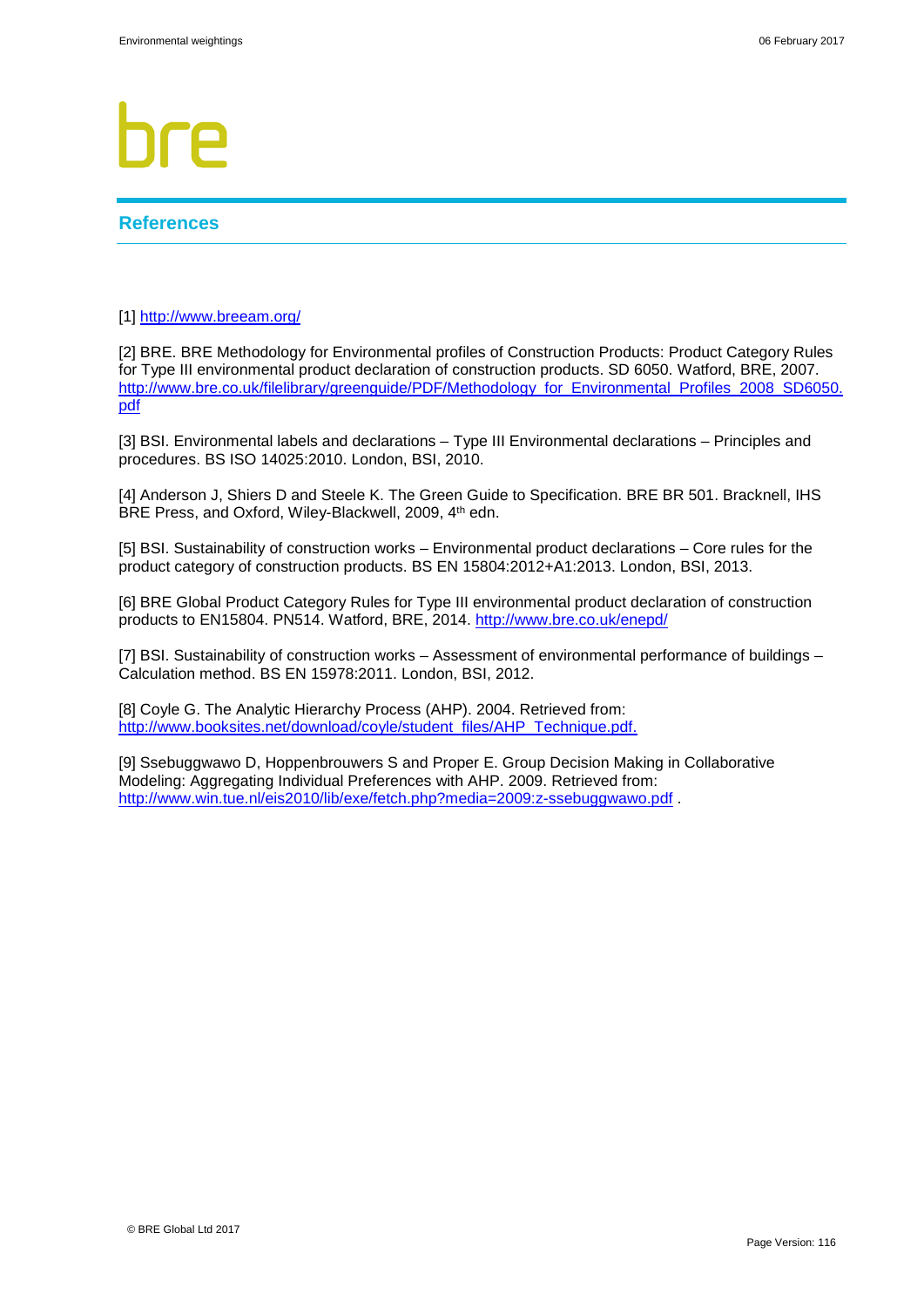## References

[1] http://www.breeam.org/

[2] BRE. BRE Methodology for Environmental profiles of Construction Products: Product Category Rules for Type III environmental product declaration of construction products. SD 6050. Watford, BRE, 2007. http://www.bre.co.uk/filelibrary/greenguide/PDF/Methodology_for_Environmental_Profiles_2008_SD6050.pdf

[3] BSI. Environmental labels and declarations – Type III Environmental declarations – Principles and procedures. BS ISO 14025:2010. London, BSI, 2010.

[4] Anderson J, Shiers D and Steele K. The Green Guide to Specification. BRE BR 501. Bracknell, IHS BRE Press, and Oxford, Wiley-Blackwell, 2009, 4th edn.

[5] BSI. Sustainability of construction works – Environmental product declarations – Core rules for the product category of construction products. BS EN 15804:2012+A1:2013. London, BSI, 2013.

[6] BRE Global Product Category Rules for Type III environmental product declaration of construction products to EN15804. PN514. Watford, BRE, 2014. http://www.bre.co.uk/enepd/

[7] BSI. Sustainability of construction works – Assessment of environmental performance of buildings – Calculation method. BS EN 15978:2011. London, BSI, 2012.

[8] Coyle G. The Analytic Hierarchy Process (AHP). 2004. Retrieved from: http://www.booksites.net/download/coyle/student_files/AHP_Technique.pdf.

[9] Ssebuggwawo D, Hoppenbrouwers S and Proper E. Group Decision Making in Collaborative Modeling: Aggregating Individual Preferences with AHP. 2009. Retrieved from: http://www.win.tue.nl/eis2010/lib/exe/fetch.php?media=2009:z-ssebuggwawo.pdf .